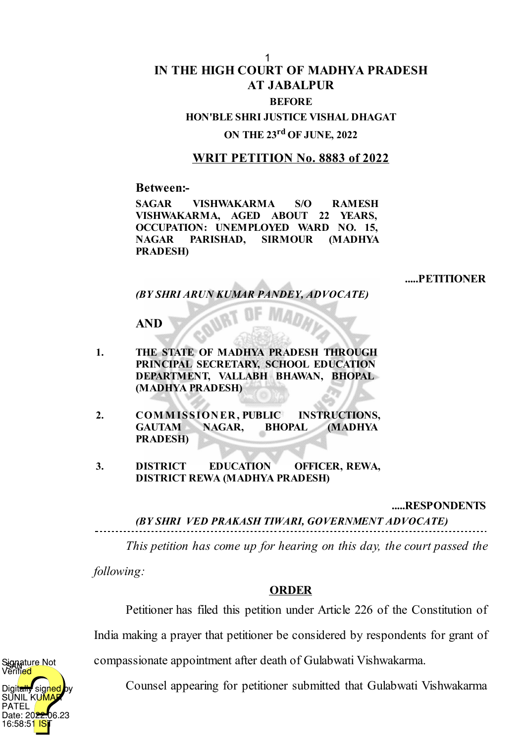# IN THE HIGH COURT OF MADHYA PRADESH AT JABALPUR

**BEFORE**

**HON'BLE SHRI JUSTICE VISHAL DHAGAT**

**ON THE 23rd OF JUNE, 2022**

## WRIT PETITION No. 8883 of 2022

**Between:-**

**SAGAR VISHWAKARMA S/O RAMESH VISHWAKARMA, AGED ABOUT 22 YEARS, OCCUPATION: UNEMPLOYED WARD NO. 15, NAGAR PARISHAD, SIRMOUR (MADHYA PRADESH)**

**.....PETITIONER**

***(BY SHRI ARUN KUMAR PANDEY, ADVOCATE)***

**AND**

1. **THE STATE OF MADHYA PRADESH THROUGH PRINCIPAL SECRETARY, SCHOOL EDUCATION DEPARTMENT, VALLABH BHAWAN, BHOPAL (MADHYA PRADESH)**
2. **COMMISSIONER, PUBLIC INSTRUCTIONS, GAUTAM NAGAR, BHOPAL (MADHYA PRADESH)**
3. **DISTRICT EDUCATION OFFICER, REWA, DISTRICT REWA (MADHYA PRADESH)**

**.....RESPONDENTS**

***(BY SHRI VED PRAKASH TIWARI, GOVERNMENT ADVOCATE)***

---

*This petition has come up for hearing on this day, the court passed the following:*

**ORDER**

Petitioner has filed this petition under Article 226 of the Constitution of India making a prayer that petitioner be considered by respondents for grant of compassionate appointment after death of Gulabwati Vishwakarma.

Counsel appearing for petitioner submitted that Gulabwati Vishwakarma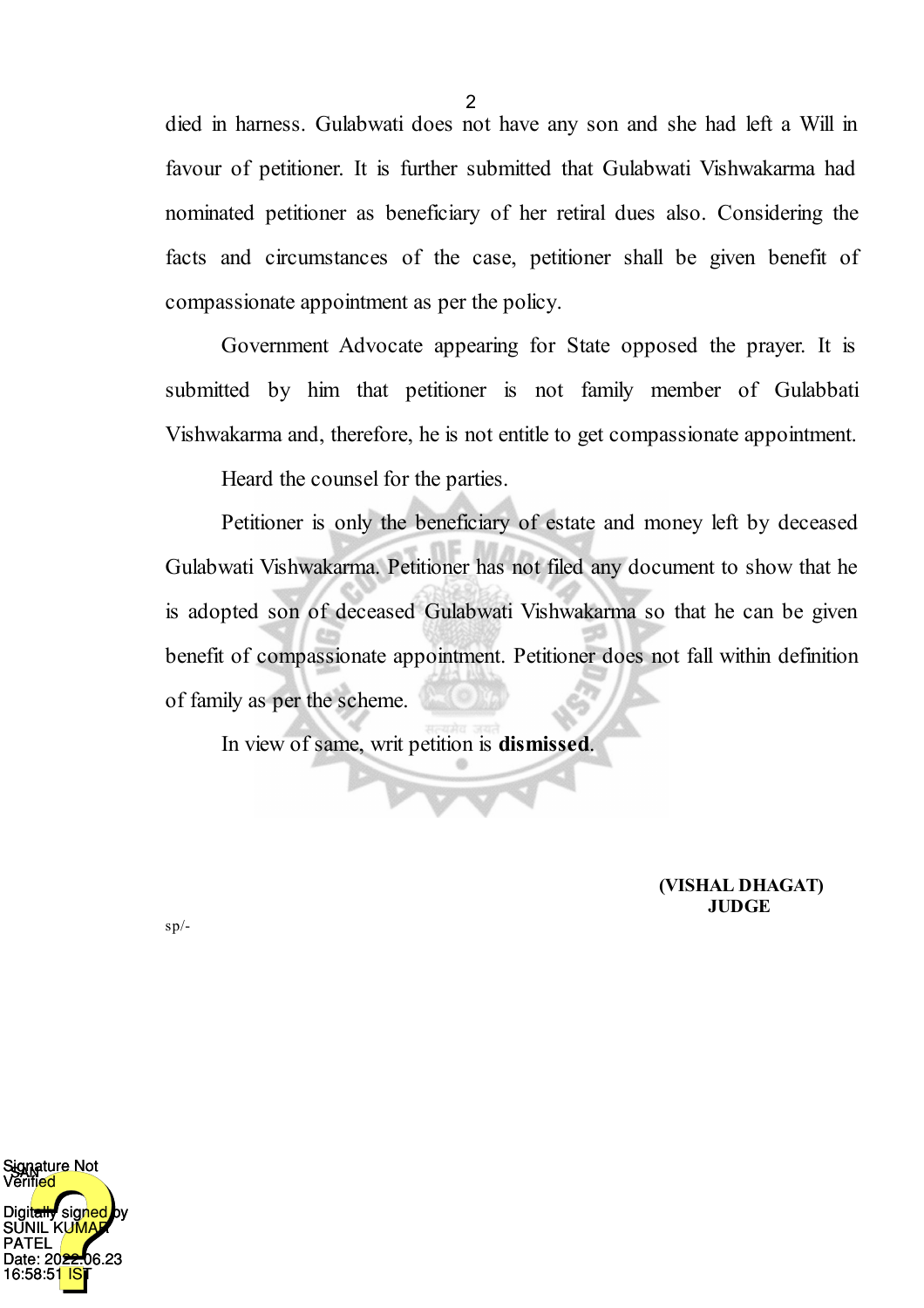died in harness. Gulabwati does not have any son and she had left a Will in favour of petitioner. It is further submitted that Gulabwati Vishwakarma had nominated petitioner as beneficiary of her retiral dues also. Considering the facts and circumstances of the case, petitioner shall be given benefit of compassionate appointment as per the policy.

Government Advocate appearing for State opposed the prayer. It is submitted by him that petitioner is not family member of Gulabbati Vishwakarma and, therefore, he is not entitle to get compassionate appointment.

Heard the counsel for the parties.

Petitioner is only the beneficiary of estate and money left by deceased Gulabwati Vishwakarma. Petitioner has not filed any document to show that he is adopted son of deceased Gulabwati Vishwakarma so that he can be given benefit of compassionate appointment. Petitioner does not fall within definition of family as per the scheme.

In view of same, writ petition is **dismissed**.

**(VISHAL DHAGAT)**
**JUDGE**

sp/-

Signature Not Verified
SAN
Digitally signed by SUNIL KUMAR PATEL
Date: 2022.06.23 16:58:51 IST